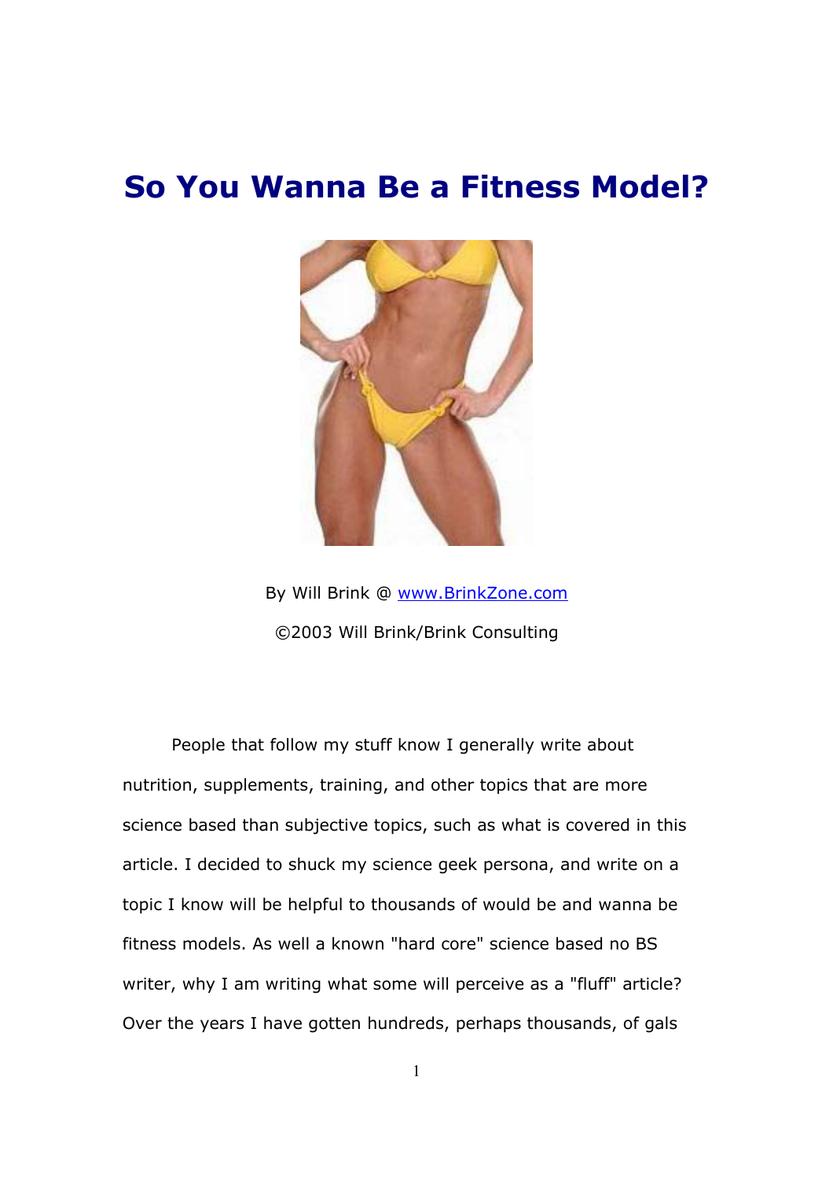# So You Wanna Be a Fitness Model?

By Will Brink @ [www.BrinkZone.com](http://www.BrinkZone.com)

©2003 Will Brink/Brink Consulting

People that follow my stuff know I generally write about nutrition, supplements, training, and other topics that are more science based than subjective topics, such as what is covered in this article. I decided to shuck my science geek persona, and write on a topic I know will be helpful to thousands of would be and wanna be fitness models. As well a known "hard core" science based no BS writer, why I am writing what some will perceive as a "fluff" article? Over the years I have gotten hundreds, perhaps thousands, of gals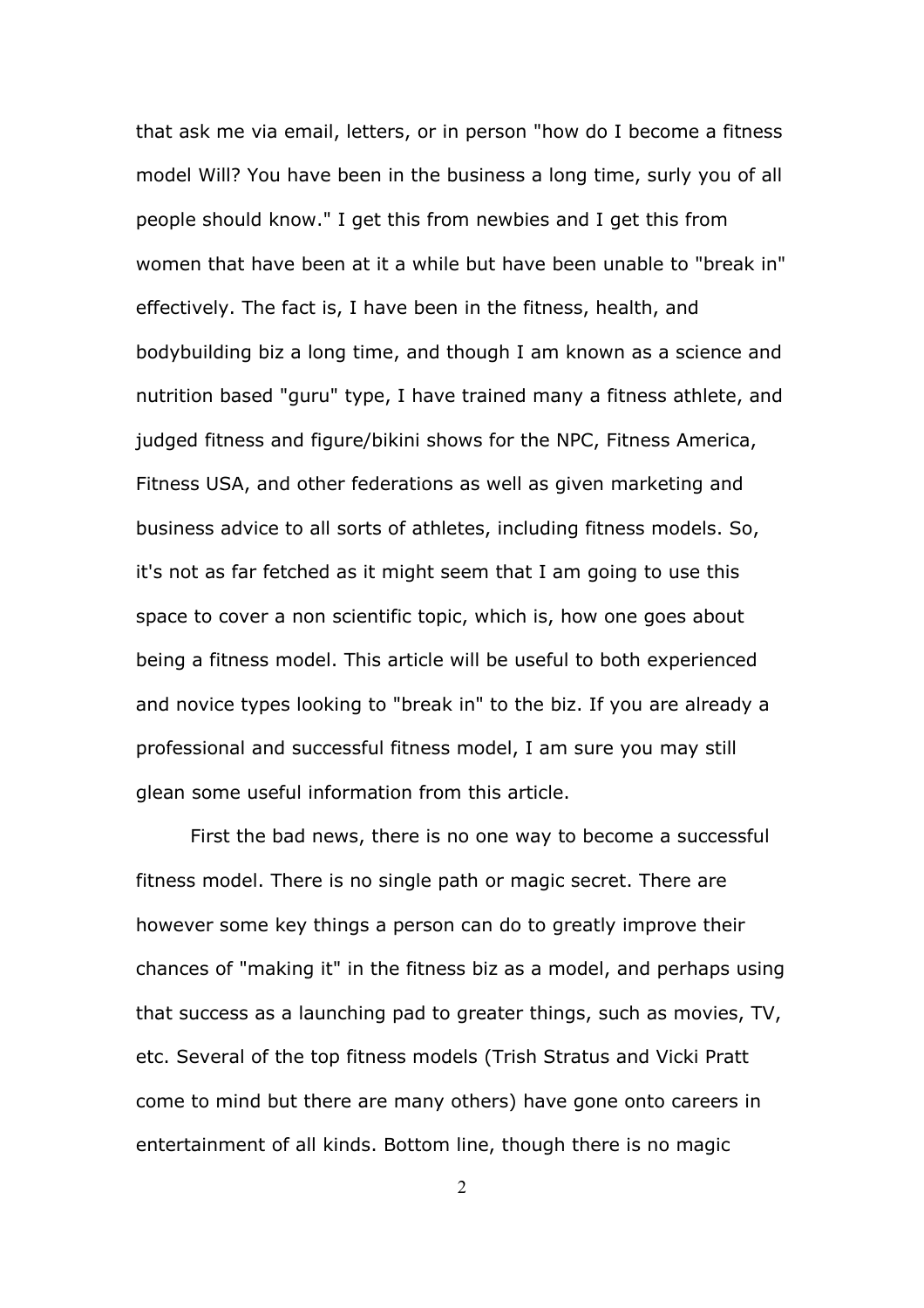that ask me via email, letters, or in person "how do I become a fitness model Will? You have been in the business a long time, surly you of all people should know." I get this from newbies and I get this from women that have been at it a while but have been unable to "break in" effectively. The fact is, I have been in the fitness, health, and bodybuilding biz a long time, and though I am known as a science and nutrition based "guru" type, I have trained many a fitness athlete, and judged fitness and figure/bikini shows for the NPC, Fitness America, Fitness USA, and other federations as well as given marketing and business advice to all sorts of athletes, including fitness models. So, it's not as far fetched as it might seem that I am going to use this space to cover a non scientific topic, which is, how one goes about being a fitness model. This article will be useful to both experienced and novice types looking to "break in" to the biz. If you are already a professional and successful fitness model, I am sure you may still glean some useful information from this article.

First the bad news, there is no one way to become a successful fitness model. There is no single path or magic secret. There are however some key things a person can do to greatly improve their chances of "making it" in the fitness biz as a model, and perhaps using that success as a launching pad to greater things, such as movies, TV, etc. Several of the top fitness models (Trish Stratus and Vicki Pratt come to mind but there are many others) have gone onto careers in entertainment of all kinds. Bottom line, though there is no magic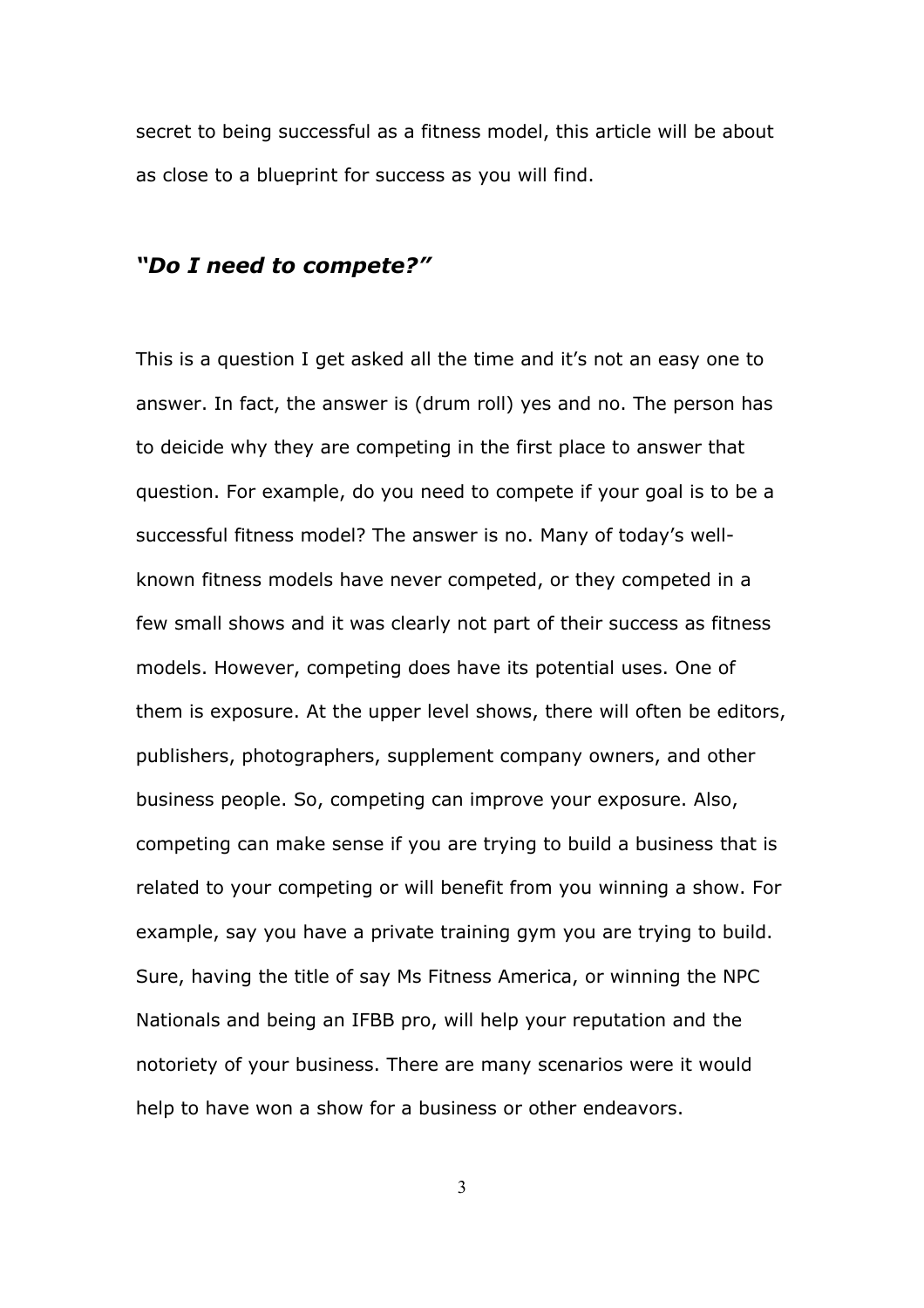secret to being successful as a fitness model, this article will be about as close to a blueprint for success as you will find.

## *"Do I need to compete?"*

This is a question I get asked all the time and it's not an easy one to answer. In fact, the answer is (drum roll) yes and no. The person has to deicide why they are competing in the first place to answer that question. For example, do you need to compete if your goal is to be a successful fitness model? The answer is no. Many of today's well-known fitness models have never competed, or they competed in a few small shows and it was clearly not part of their success as fitness models. However, competing does have its potential uses. One of them is exposure. At the upper level shows, there will often be editors, publishers, photographers, supplement company owners, and other business people. So, competing can improve your exposure. Also, competing can make sense if you are trying to build a business that is related to your competing or will benefit from you winning a show. For example, say you have a private training gym you are trying to build. Sure, having the title of say Ms Fitness America, or winning the NPC Nationals and being an IFBB pro, will help your reputation and the notoriety of your business. There are many scenarios were it would help to have won a show for a business or other endeavors.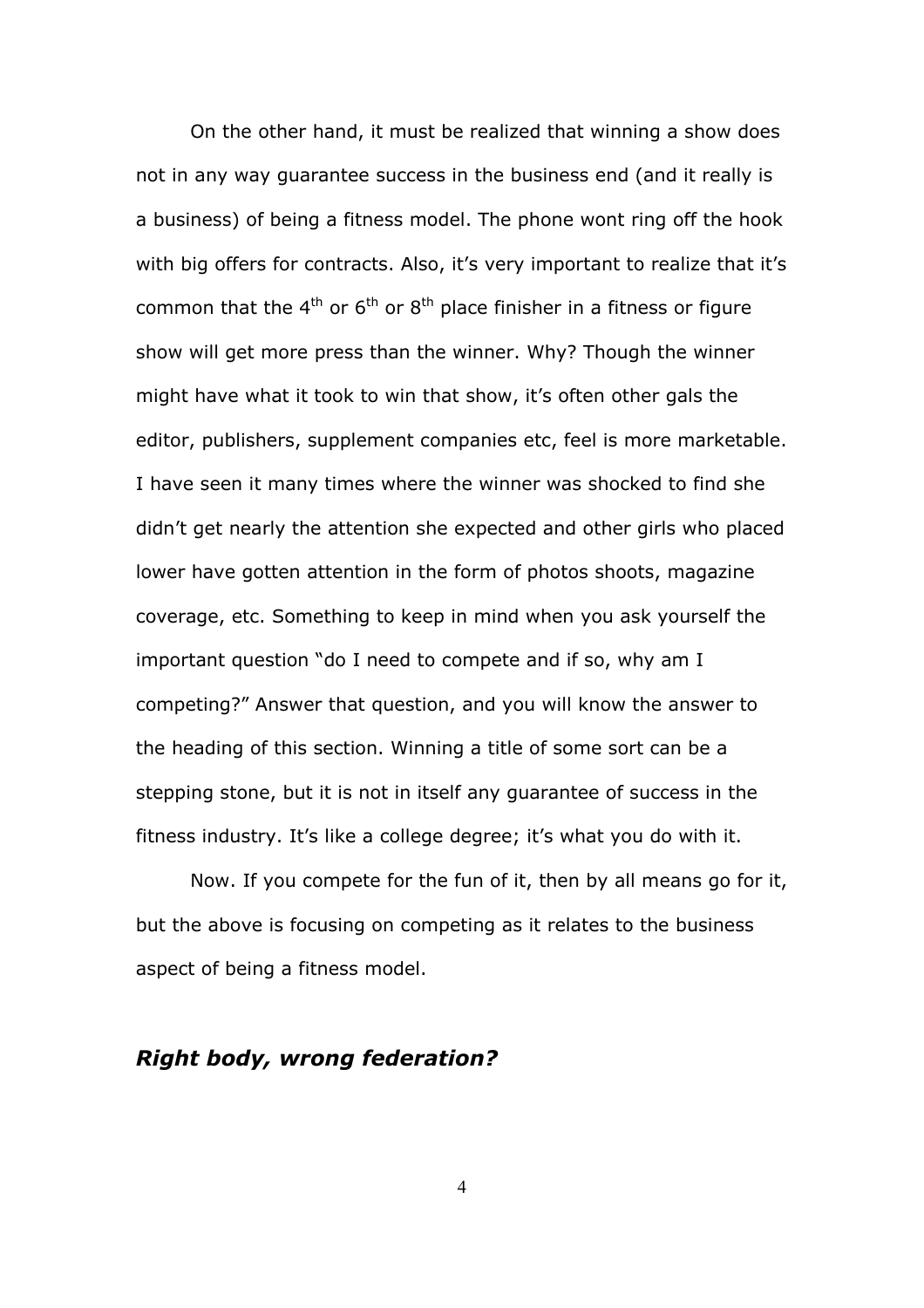On the other hand, it must be realized that winning a show does not in any way guarantee success in the business end (and it really is a business) of being a fitness model. The phone wont ring off the hook with big offers for contracts. Also, it's very important to realize that it's common that the 4th or 6th or 8th place finisher in a fitness or figure show will get more press than the winner. Why? Though the winner might have what it took to win that show, it's often other gals the editor, publishers, supplement companies etc, feel is more marketable. I have seen it many times where the winner was shocked to find she didn't get nearly the attention she expected and other girls who placed lower have gotten attention in the form of photos shoots, magazine coverage, etc. Something to keep in mind when you ask yourself the important question "do I need to compete and if so, why am I competing?" Answer that question, and you will know the answer to the heading of this section. Winning a title of some sort can be a stepping stone, but it is not in itself any guarantee of success in the fitness industry. It's like a college degree; it's what you do with it.

Now. If you compete for the fun of it, then by all means go for it, but the above is focusing on competing as it relates to the business aspect of being a fitness model.

### ***Right body, wrong federation?***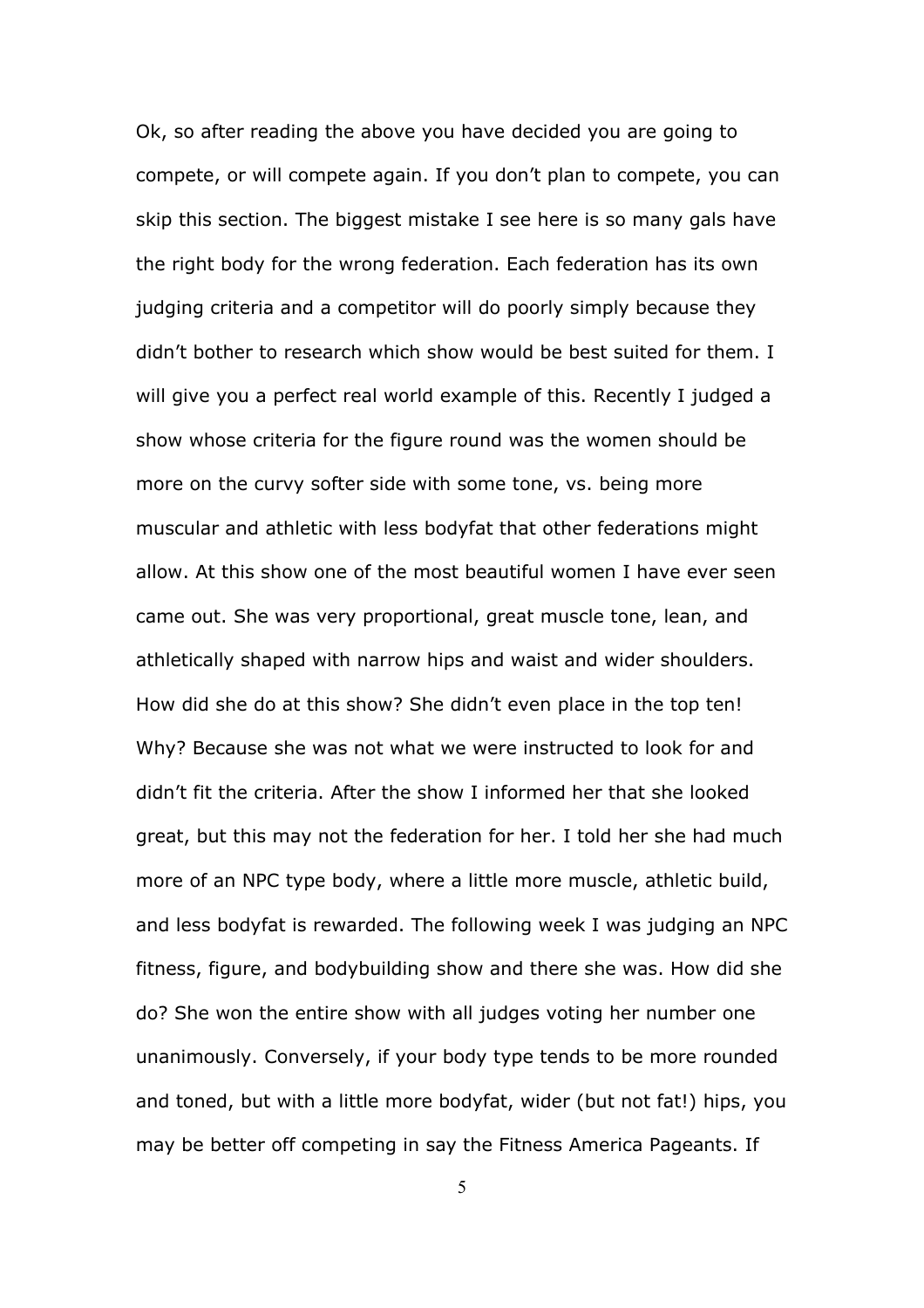Ok, so after reading the above you have decided you are going to compete, or will compete again. If you don't plan to compete, you can skip this section. The biggest mistake I see here is so many gals have the right body for the wrong federation. Each federation has its own judging criteria and a competitor will do poorly simply because they didn't bother to research which show would be best suited for them. I will give you a perfect real world example of this. Recently I judged a show whose criteria for the figure round was the women should be more on the curvy softer side with some tone, vs. being more muscular and athletic with less bodyfat that other federations might allow. At this show one of the most beautiful women I have ever seen came out. She was very proportional, great muscle tone, lean, and athletically shaped with narrow hips and waist and wider shoulders. How did she do at this show? She didn't even place in the top ten! Why? Because she was not what we were instructed to look for and didn't fit the criteria. After the show I informed her that she looked great, but this may not the federation for her. I told her she had much more of an NPC type body, where a little more muscle, athletic build, and less bodyfat is rewarded. The following week I was judging an NPC fitness, figure, and bodybuilding show and there she was. How did she do? She won the entire show with all judges voting her number one unanimously. Conversely, if your body type tends to be more rounded and toned, but with a little more bodyfat, wider (but not fat!) hips, you may be better off competing in say the Fitness America Pageants. If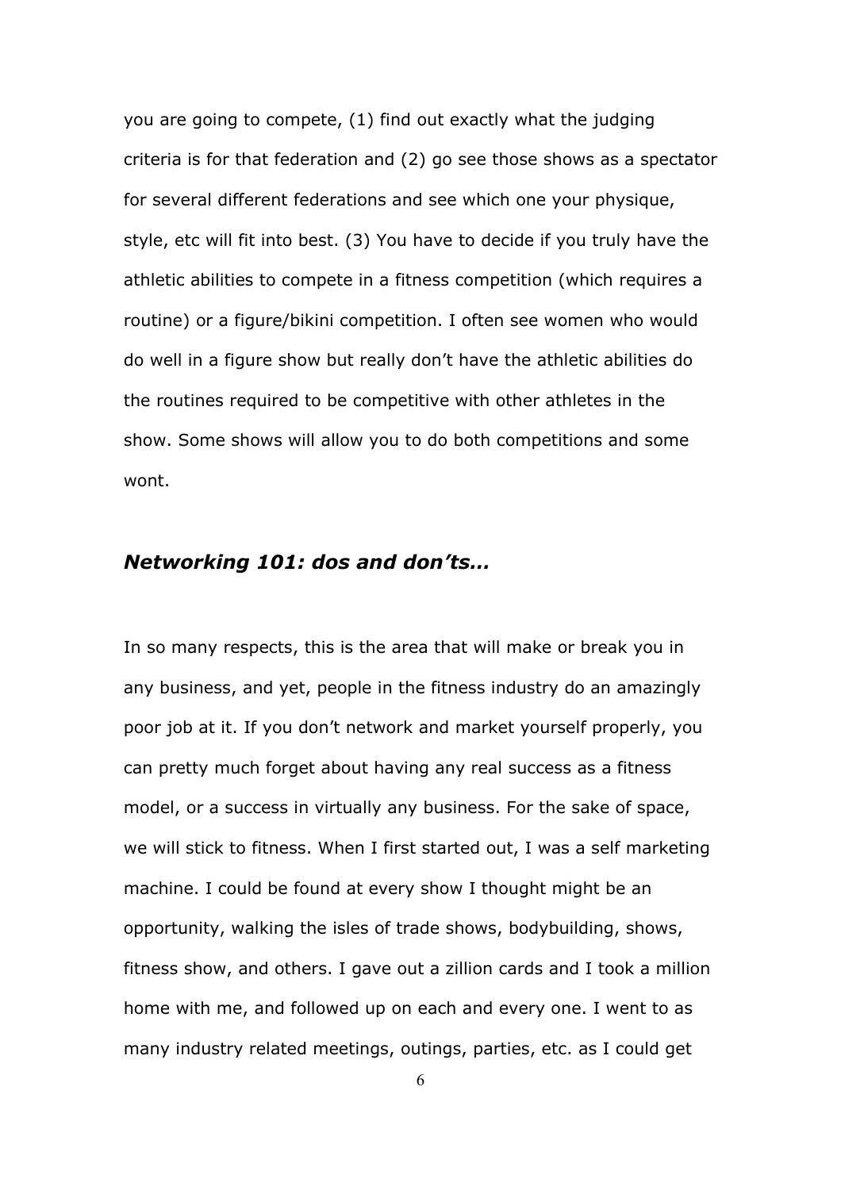you are going to compete, (1) find out exactly what the judging criteria is for that federation and (2) go see those shows as a spectator for several different federations and see which one your physique, style, etc will fit into best. (3) You have to decide if you truly have the athletic abilities to compete in a fitness competition (which requires a routine) or a figure/bikini competition. I often see women who would do well in a figure show but really don't have the athletic abilities do the routines required to be competitive with other athletes in the show. Some shows will allow you to do both competitions and some wont.

### *Networking 101: dos and don'ts...*

In so many respects, this is the area that will make or break you in any business, and yet, people in the fitness industry do an amazingly poor job at it. If you don't network and market yourself properly, you can pretty much forget about having any real success as a fitness model, or a success in virtually any business. For the sake of space, we will stick to fitness. When I first started out, I was a self marketing machine. I could be found at every show I thought might be an opportunity, walking the isles of trade shows, bodybuilding, shows, fitness show, and others. I gave out a zillion cards and I took a million home with me, and followed up on each and every one. I went to as many industry related meetings, outings, parties, etc. as I could get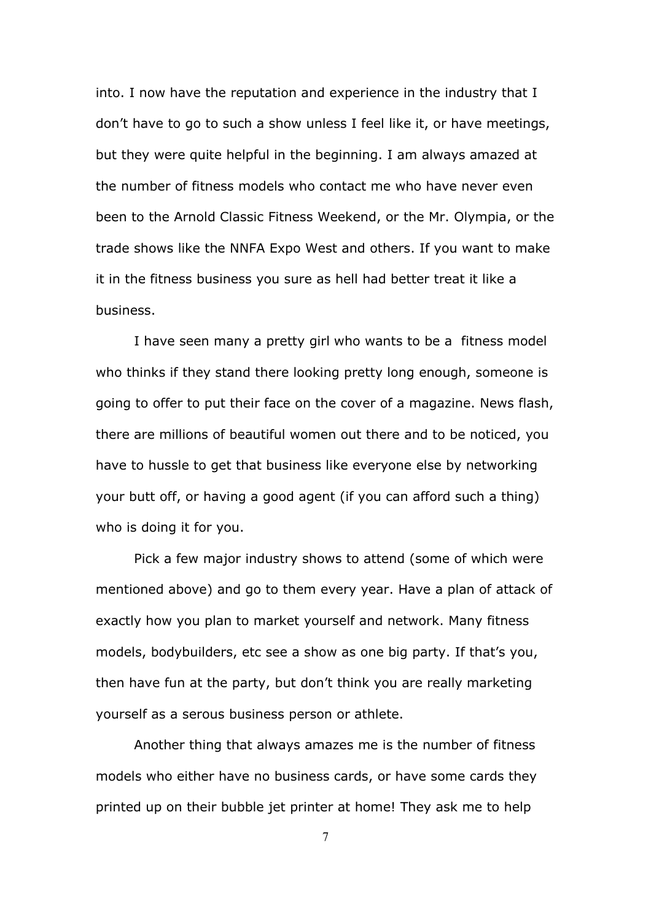into. I now have the reputation and experience in the industry that I don't have to go to such a show unless I feel like it, or have meetings, but they were quite helpful in the beginning. I am always amazed at the number of fitness models who contact me who have never even been to the Arnold Classic Fitness Weekend, or the Mr. Olympia, or the trade shows like the NNFA Expo West and others. If you want to make it in the fitness business you sure as hell had better treat it like a business.

I have seen many a pretty girl who wants to be a fitness model who thinks if they stand there looking pretty long enough, someone is going to offer to put their face on the cover of a magazine. News flash, there are millions of beautiful women out there and to be noticed, you have to hussle to get that business like everyone else by networking your butt off, or having a good agent (if you can afford such a thing) who is doing it for you.

Pick a few major industry shows to attend (some of which were mentioned above) and go to them every year. Have a plan of attack of exactly how you plan to market yourself and network. Many fitness models, bodybuilders, etc see a show as one big party. If that's you, then have fun at the party, but don't think you are really marketing yourself as a serous business person or athlete.

Another thing that always amazes me is the number of fitness models who either have no business cards, or have some cards they printed up on their bubble jet printer at home! They ask me to help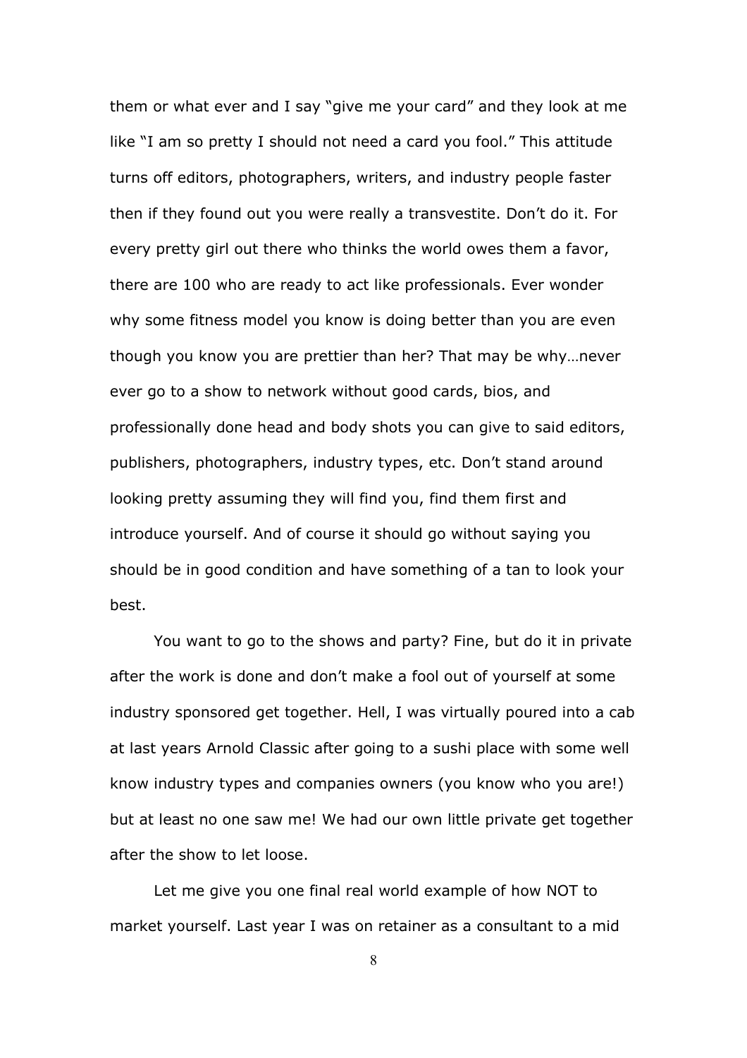them or what ever and I say "give me your card" and they look at me like "I am so pretty I should not need a card you fool." This attitude turns off editors, photographers, writers, and industry people faster then if they found out you were really a transvestite. Don't do it. For every pretty girl out there who thinks the world owes them a favor, there are 100 who are ready to act like professionals. Ever wonder why some fitness model you know is doing better than you are even though you know you are prettier than her? That may be why…never ever go to a show to network without good cards, bios, and professionally done head and body shots you can give to said editors, publishers, photographers, industry types, etc. Don't stand around looking pretty assuming they will find you, find them first and introduce yourself. And of course it should go without saying you should be in good condition and have something of a tan to look your best.

You want to go to the shows and party? Fine, but do it in private after the work is done and don't make a fool out of yourself at some industry sponsored get together. Hell, I was virtually poured into a cab at last years Arnold Classic after going to a sushi place with some well know industry types and companies owners (you know who you are!) but at least no one saw me! We had our own little private get together after the show to let loose.

Let me give you one final real world example of how NOT to market yourself. Last year I was on retainer as a consultant to a mid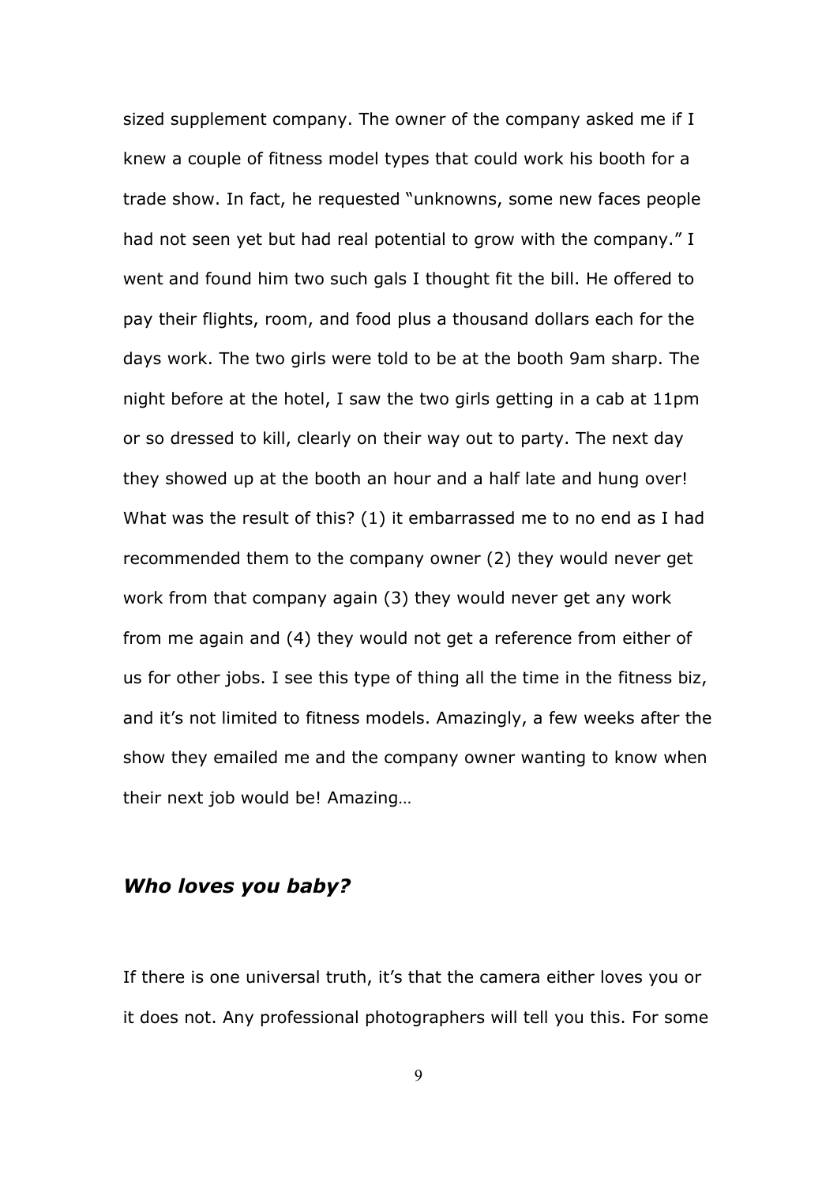sized supplement company. The owner of the company asked me if I knew a couple of fitness model types that could work his booth for a trade show. In fact, he requested "unknowns, some new faces people had not seen yet but had real potential to grow with the company." I went and found him two such gals I thought fit the bill. He offered to pay their flights, room, and food plus a thousand dollars each for the days work. The two girls were told to be at the booth 9am sharp. The night before at the hotel, I saw the two girls getting in a cab at 11pm or so dressed to kill, clearly on their way out to party. The next day they showed up at the booth an hour and a half late and hung over! What was the result of this? (1) it embarrassed me to no end as I had recommended them to the company owner (2) they would never get work from that company again (3) they would never get any work from me again and (4) they would not get a reference from either of us for other jobs. I see this type of thing all the time in the fitness biz, and it's not limited to fitness models. Amazingly, a few weeks after the show they emailed me and the company owner wanting to know when their next job would be! Amazing…

### *Who loves you baby?*

If there is one universal truth, it's that the camera either loves you or it does not. Any professional photographers will tell you this. For some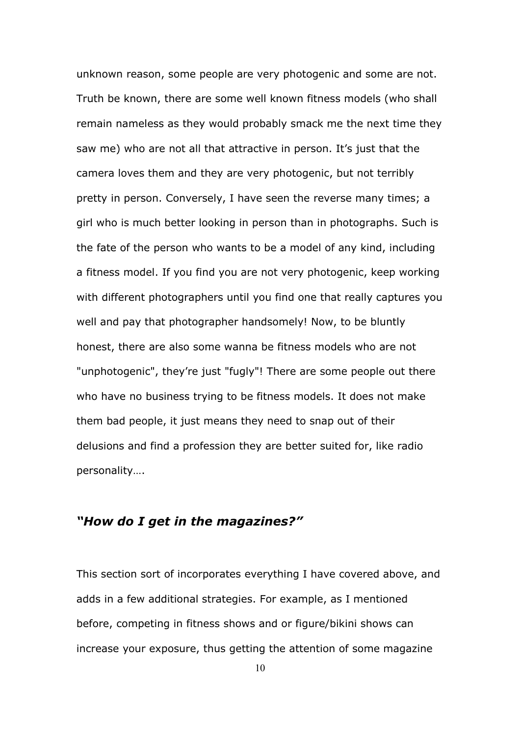unknown reason, some people are very photogenic and some are not. Truth be known, there are some well known fitness models (who shall remain nameless as they would probably smack me the next time they saw me) who are not all that attractive in person. It's just that the camera loves them and they are very photogenic, but not terribly pretty in person. Conversely, I have seen the reverse many times; a girl who is much better looking in person than in photographs. Such is the fate of the person who wants to be a model of any kind, including a fitness model. If you find you are not very photogenic, keep working with different photographers until you find one that really captures you well and pay that photographer handsomely! Now, to be bluntly honest, there are also some wanna be fitness models who are not "unphotogenic", they're just "fugly"! There are some people out there who have no business trying to be fitness models. It does not make them bad people, it just means they need to snap out of their delusions and find a profession they are better suited for, like radio personality….

## *"How do I get in the magazines?"*

This section sort of incorporates everything I have covered above, and adds in a few additional strategies. For example, as I mentioned before, competing in fitness shows and or figure/bikini shows can increase your exposure, thus getting the attention of some magazine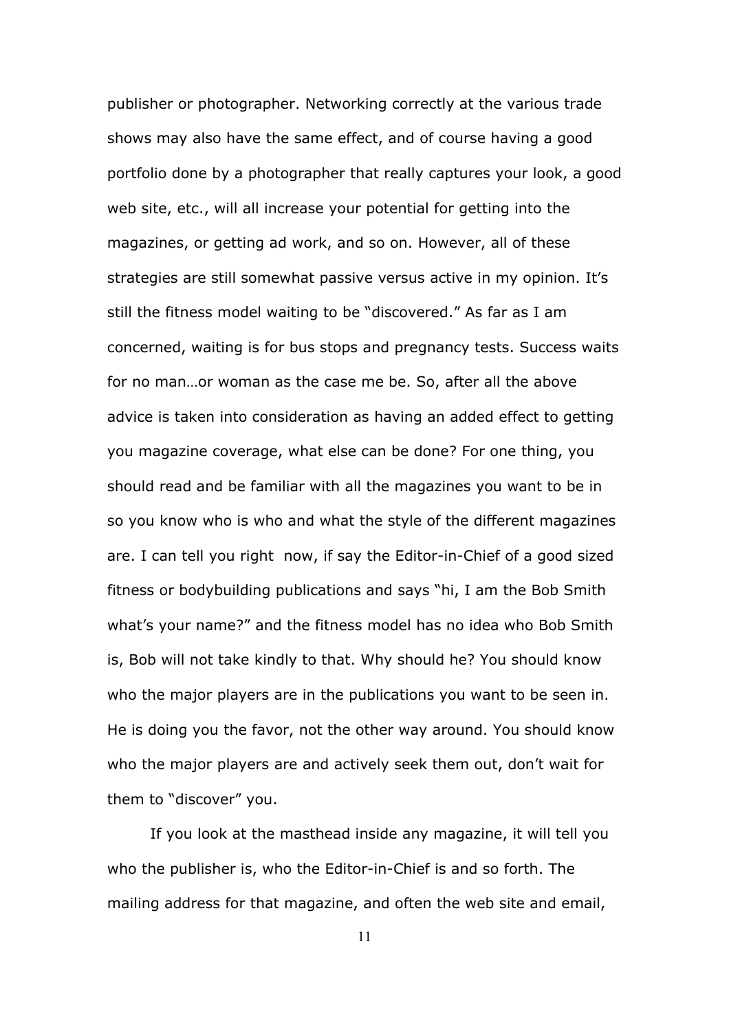publisher or photographer. Networking correctly at the various trade shows may also have the same effect, and of course having a good portfolio done by a photographer that really captures your look, a good web site, etc., will all increase your potential for getting into the magazines, or getting ad work, and so on. However, all of these strategies are still somewhat passive versus active in my opinion. It's still the fitness model waiting to be "discovered." As far as I am concerned, waiting is for bus stops and pregnancy tests. Success waits for no man…or woman as the case me be. So, after all the above advice is taken into consideration as having an added effect to getting you magazine coverage, what else can be done? For one thing, you should read and be familiar with all the magazines you want to be in so you know who is who and what the style of the different magazines are. I can tell you right now, if say the Editor-in-Chief of a good sized fitness or bodybuilding publications and says "hi, I am the Bob Smith what's your name?" and the fitness model has no idea who Bob Smith is, Bob will not take kindly to that. Why should he? You should know who the major players are in the publications you want to be seen in. He is doing you the favor, not the other way around. You should know who the major players are and actively seek them out, don't wait for them to "discover" you.

If you look at the masthead inside any magazine, it will tell you who the publisher is, who the Editor-in-Chief is and so forth. The mailing address for that magazine, and often the web site and email,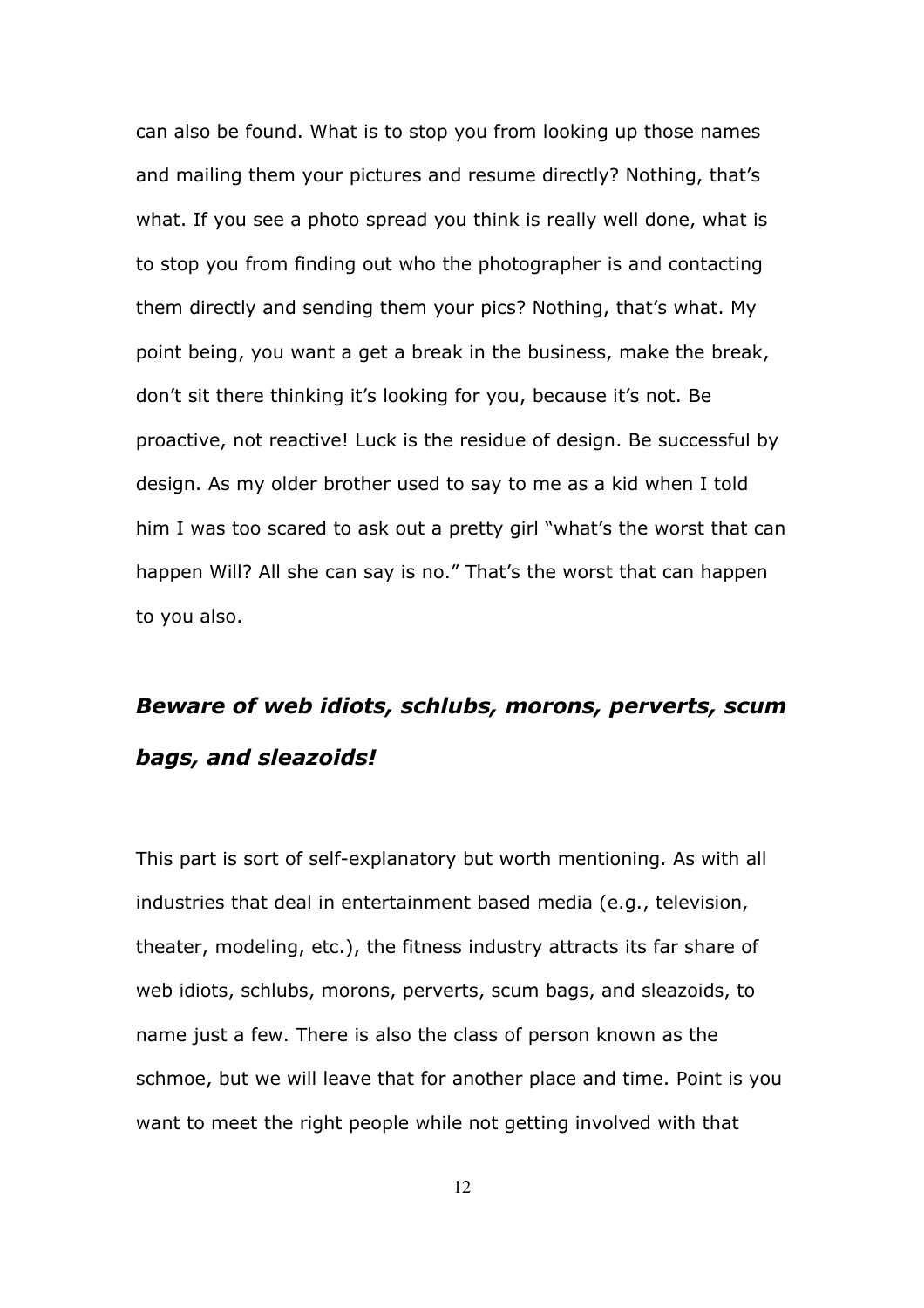can also be found. What is to stop you from looking up those names and mailing them your pictures and resume directly? Nothing, that's what. If you see a photo spread you think is really well done, what is to stop you from finding out who the photographer is and contacting them directly and sending them your pics? Nothing, that's what. My point being, you want a get a break in the business, make the break, don't sit there thinking it's looking for you, because it's not. Be proactive, not reactive! Luck is the residue of design. Be successful by design. As my older brother used to say to me as a kid when I told him I was too scared to ask out a pretty girl "what's the worst that can happen Will? All she can say is no." That's the worst that can happen to you also.

## ***Beware of web idiots, schlubs, morons, perverts, scum bags, and sleazoids!***

This part is sort of self-explanatory but worth mentioning. As with all industries that deal in entertainment based media (e.g., television, theater, modeling, etc.), the fitness industry attracts its far share of web idiots, schlubs, morons, perverts, scum bags, and sleazoids, to name just a few. There is also the class of person known as the schmoe, but we will leave that for another place and time. Point is you want to meet the right people while not getting involved with that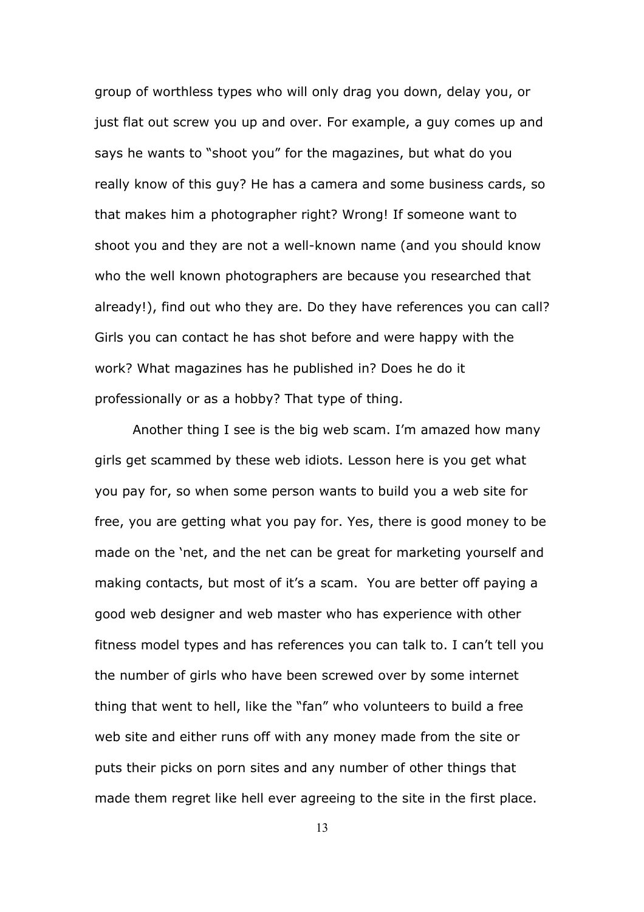group of worthless types who will only drag you down, delay you, or just flat out screw you up and over. For example, a guy comes up and says he wants to "shoot you" for the magazines, but what do you really know of this guy? He has a camera and some business cards, so that makes him a photographer right? Wrong! If someone want to shoot you and they are not a well-known name (and you should know who the well known photographers are because you researched that already!), find out who they are. Do they have references you can call? Girls you can contact he has shot before and were happy with the work? What magazines has he published in? Does he do it professionally or as a hobby? That type of thing.

Another thing I see is the big web scam. I'm amazed how many girls get scammed by these web idiots. Lesson here is you get what you pay for, so when some person wants to build you a web site for free, you are getting what you pay for. Yes, there is good money to be made on the 'net, and the net can be great for marketing yourself and making contacts, but most of it's a scam. You are better off paying a good web designer and web master who has experience with other fitness model types and has references you can talk to. I can't tell you the number of girls who have been screwed over by some internet thing that went to hell, like the "fan" who volunteers to build a free web site and either runs off with any money made from the site or puts their picks on porn sites and any number of other things that made them regret like hell ever agreeing to the site in the first place.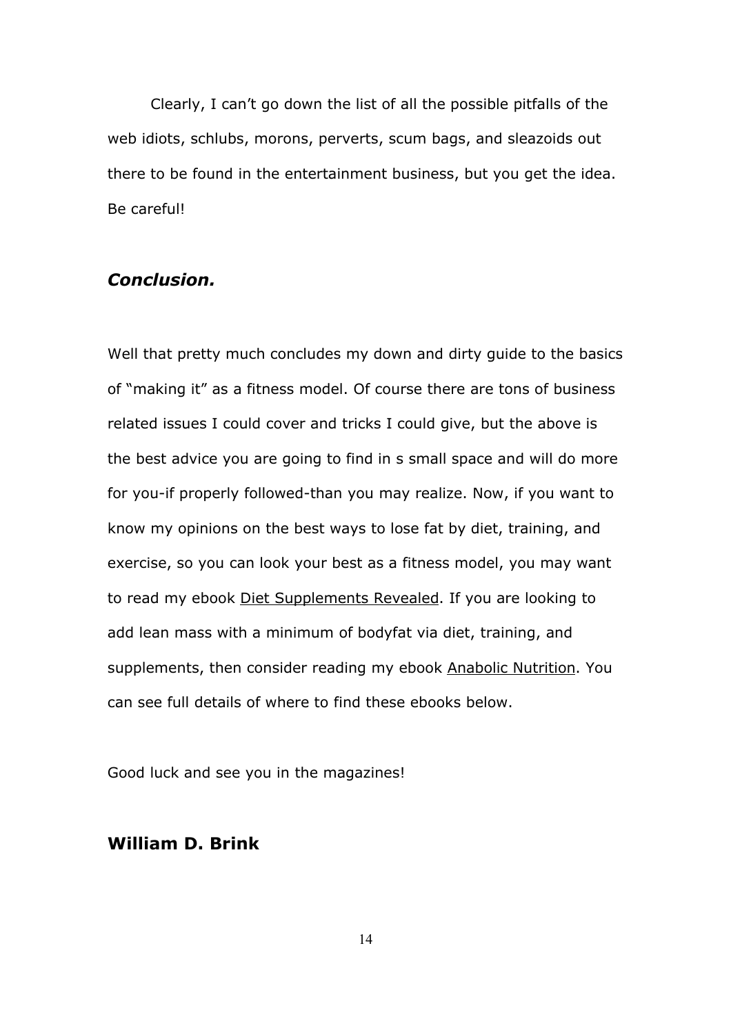Clearly, I can't go down the list of all the possible pitfalls of the web idiots, schlubs, morons, perverts, scum bags, and sleazoids out there to be found in the entertainment business, but you get the idea. Be careful!

## *Conclusion.*

Well that pretty much concludes my down and dirty guide to the basics of "making it" as a fitness model. Of course there are tons of business related issues I could cover and tricks I could give, but the above is the best advice you are going to find in s small space and will do more for you-if properly followed-than you may realize. Now, if you want to know my opinions on the best ways to lose fat by diet, training, and exercise, so you can look your best as a fitness model, you may want to read my ebook Diet Supplements Revealed. If you are looking to add lean mass with a minimum of bodyfat via diet, training, and supplements, then consider reading my ebook Anabolic Nutrition. You can see full details of where to find these ebooks below.

Good luck and see you in the magazines!

**William D. Brink**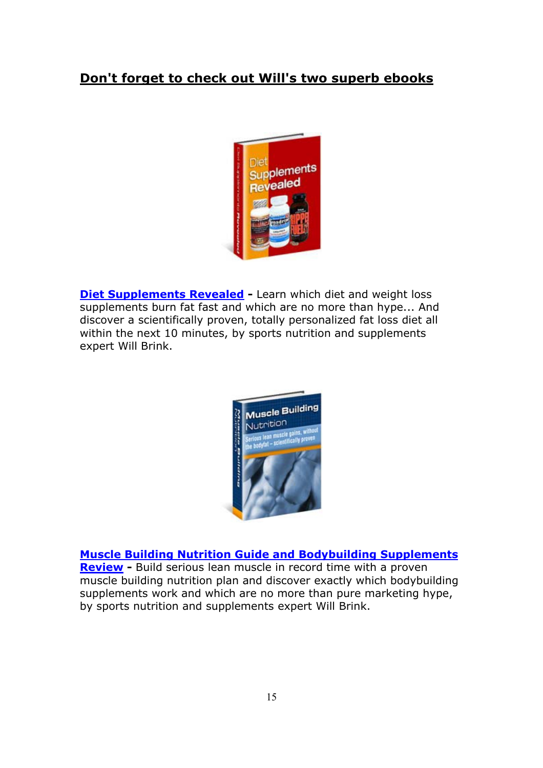## Don't forget to check out Will's two superb ebooks

**Diet Supplements Revealed** **-** Learn which diet and weight loss supplements burn fat fast and which are no more than hype... And discover a scientifically proven, totally personalized fat loss diet all within the next 10 minutes, by sports nutrition and supplements expert Will Brink.

**Muscle Building Nutrition Guide and Bodybuilding Supplements Review** **-** Build serious lean muscle in record time with a proven muscle building nutrition plan and discover exactly which bodybuilding supplements work and which are no more than pure marketing hype, by sports nutrition and supplements expert Will Brink.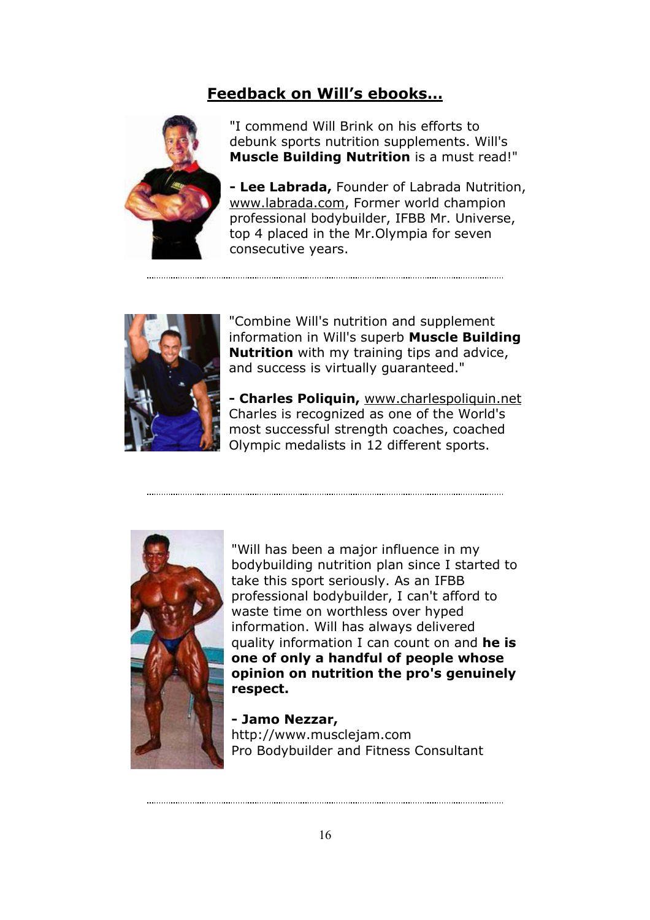## Feedback on Will's ebooks...

"I commend Will Brink on his efforts to debunk sports nutrition supplements. Will's **Muscle Building Nutrition** is a must read!"

**- Lee Labrada,** Founder of Labrada Nutrition, www.labrada.com, Former world champion professional bodybuilder, IFBB Mr. Universe, top 4 placed in the Mr.Olympia for seven consecutive years.

---

"Combine Will's nutrition and supplement information in Will's superb **Muscle Building Nutrition** with my training tips and advice, and success is virtually guaranteed."

**- Charles Poliquin,** www.charlespoliquin.net Charles is recognized as one of the World's most successful strength coaches, coached Olympic medalists in 12 different sports.

---

"Will has been a major influence in my bodybuilding nutrition plan since I started to take this sport seriously. As an IFBB professional bodybuilder, I can't afford to waste time on worthless over hyped information. Will has always delivered quality information I can count on and **he is one of only a handful of people whose opinion on nutrition the pro's genuinely respect.**

**- Jamo Nezzar,**
http://www.musclejam.com
Pro Bodybuilder and Fitness Consultant

---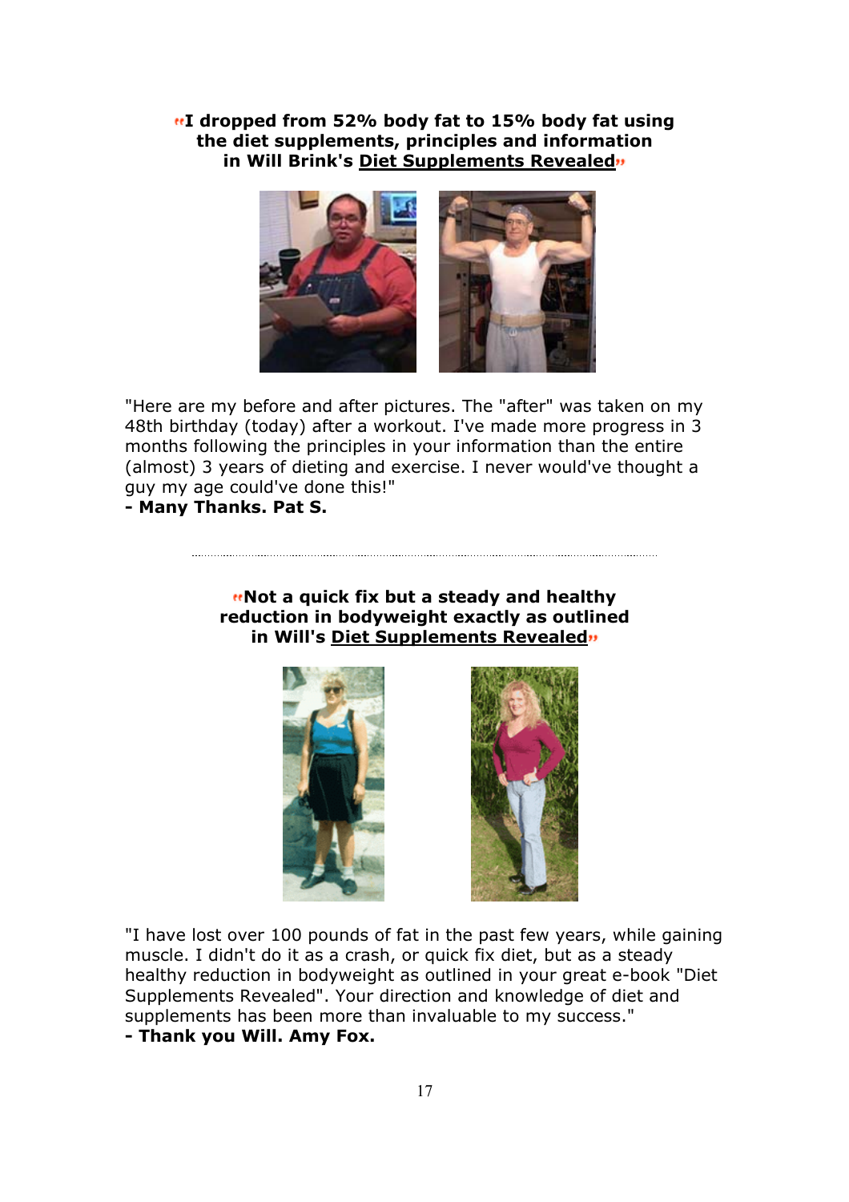**"I dropped from 52% body fat to 15% body fat using the diet supplements, principles and information in Will Brink's Diet Supplements Revealed"**

"Here are my before and after pictures. The "after" was taken on my 48th birthday (today) after a workout. I've made more progress in 3 months following the principles in your information than the entire (almost) 3 years of dieting and exercise. I never would've thought a guy my age could've done this!"

**- Many Thanks. Pat S.**

---

**"Not a quick fix but a steady and healthy reduction in bodyweight exactly as outlined in Will's Diet Supplements Revealed"**

"I have lost over 100 pounds of fat in the past few years, while gaining muscle. I didn't do it as a crash, or quick fix diet, but as a steady healthy reduction in bodyweight as outlined in your great e-book "Diet Supplements Revealed". Your direction and knowledge of diet and supplements has been more than invaluable to my success."

**- Thank you Will. Amy Fox.**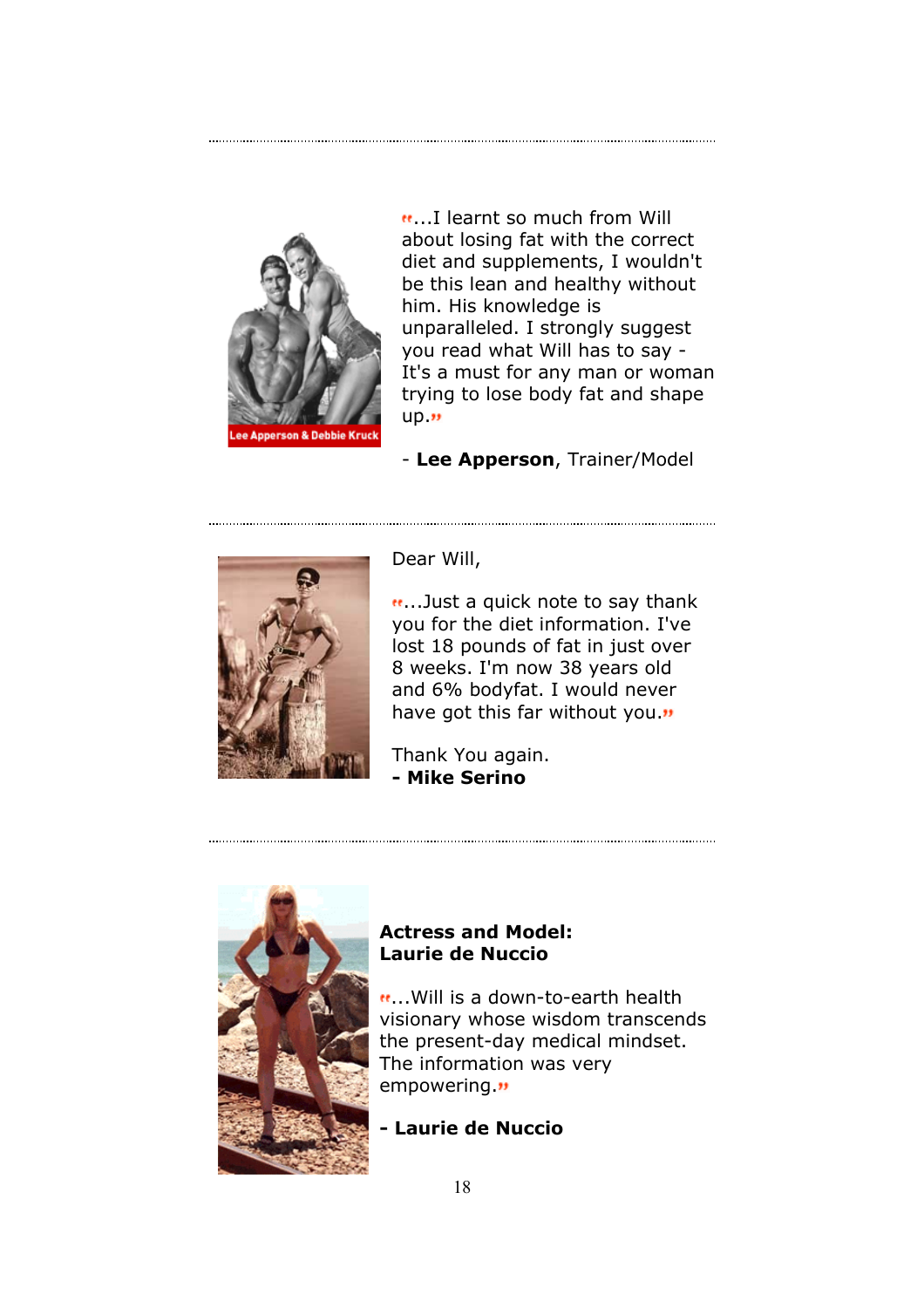---

"...I learnt so much from Will about losing fat with the correct diet and supplements, I wouldn't be this lean and healthy without him. His knowledge is unparalleled. I strongly suggest you read what Will has to say - It's a must for any man or woman trying to lose body fat and shape up."

- **Lee Apperson**, Trainer/Model

---

Dear Will,

"...Just a quick note to say thank you for the diet information. I've lost 18 pounds of fat in just over 8 weeks. I'm now 38 years old and 6% bodyfat. I would never have got this far without you."

Thank You again.
**- Mike Serino**

---

**Actress and Model: Laurie de Nuccio**

"...Will is a down-to-earth health visionary whose wisdom transcends the present-day medical mindset. The information was very empowering."

**- Laurie de Nuccio**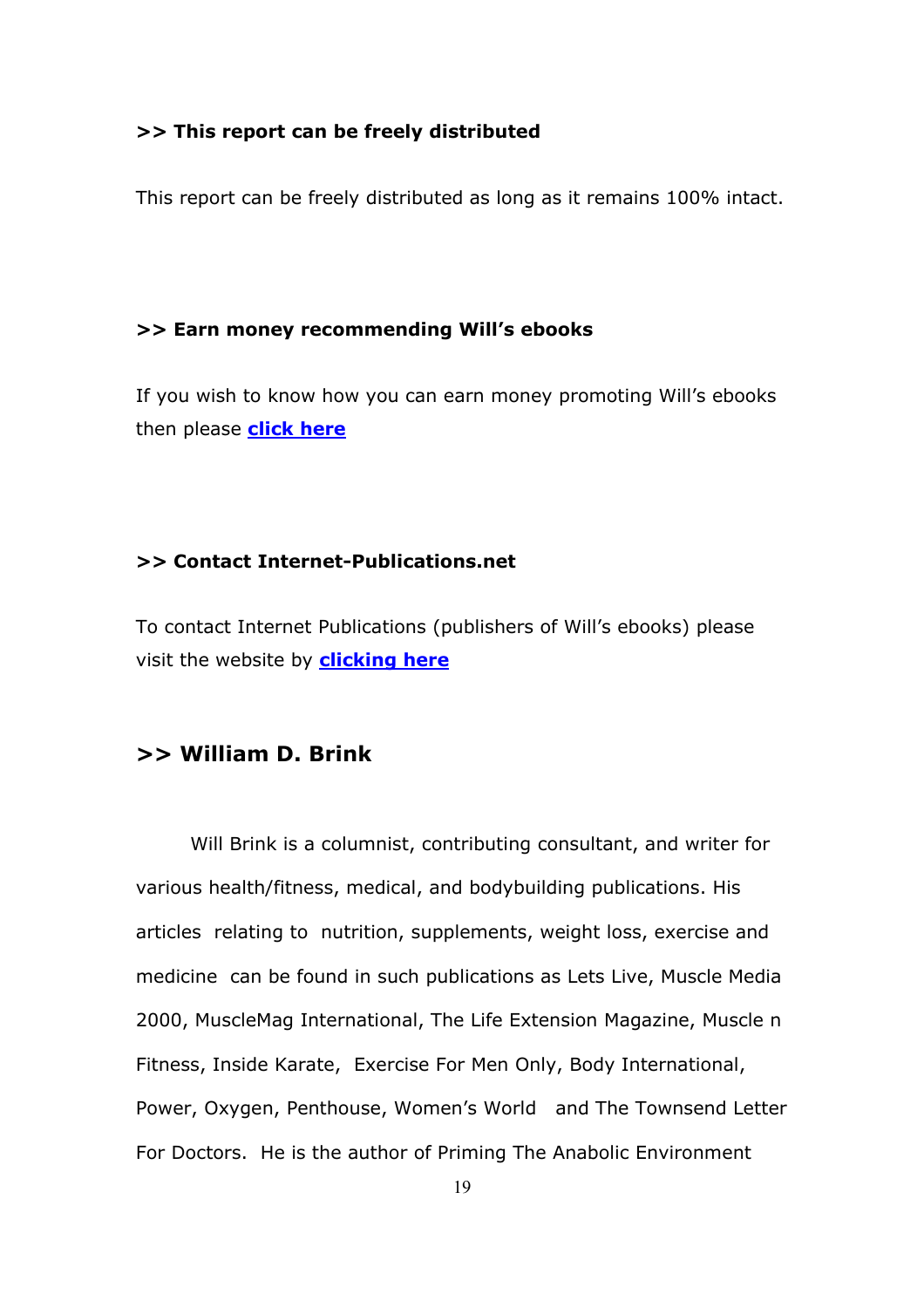**>> This report can be freely distributed**

This report can be freely distributed as long as it remains 100% intact.

**>> Earn money recommending Will's ebooks**

If you wish to know how you can earn money promoting Will's ebooks then please **click here**

**>> Contact Internet-Publications.net**

To contact Internet Publications (publishers of Will's ebooks) please visit the website by **clicking here**

## >> William D. Brink

Will Brink is a columnist, contributing consultant, and writer for various health/fitness, medical, and bodybuilding publications. His articles relating to nutrition, supplements, weight loss, exercise and medicine can be found in such publications as Lets Live, Muscle Media 2000, MuscleMag International, The Life Extension Magazine, Muscle n Fitness, Inside Karate, Exercise For Men Only, Body International, Power, Oxygen, Penthouse, Women's World and The Townsend Letter For Doctors. He is the author of Priming The Anabolic Environment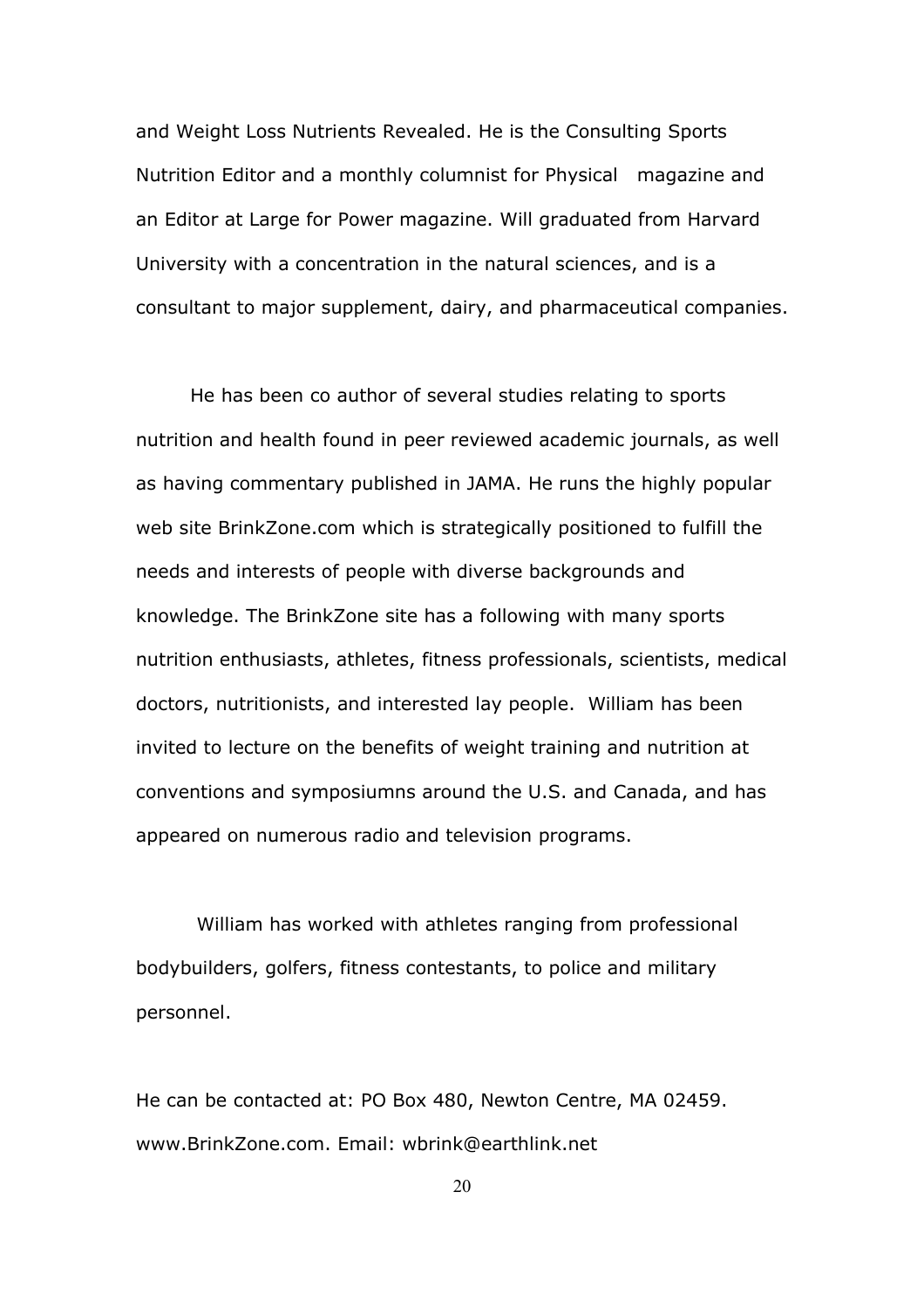and Weight Loss Nutrients Revealed. He is the Consulting Sports Nutrition Editor and a monthly columnist for Physical magazine and an Editor at Large for Power magazine. Will graduated from Harvard University with a concentration in the natural sciences, and is a consultant to major supplement, dairy, and pharmaceutical companies.

He has been co author of several studies relating to sports nutrition and health found in peer reviewed academic journals, as well as having commentary published in JAMA. He runs the highly popular web site BrinkZone.com which is strategically positioned to fulfill the needs and interests of people with diverse backgrounds and knowledge. The BrinkZone site has a following with many sports nutrition enthusiasts, athletes, fitness professionals, scientists, medical doctors, nutritionists, and interested lay people. William has been invited to lecture on the benefits of weight training and nutrition at conventions and symposiumns around the U.S. and Canada, and has appeared on numerous radio and television programs.

William has worked with athletes ranging from professional bodybuilders, golfers, fitness contestants, to police and military personnel.

He can be contacted at: PO Box 480, Newton Centre, MA 02459. www.BrinkZone.com. Email: wbrink@earthlink.net